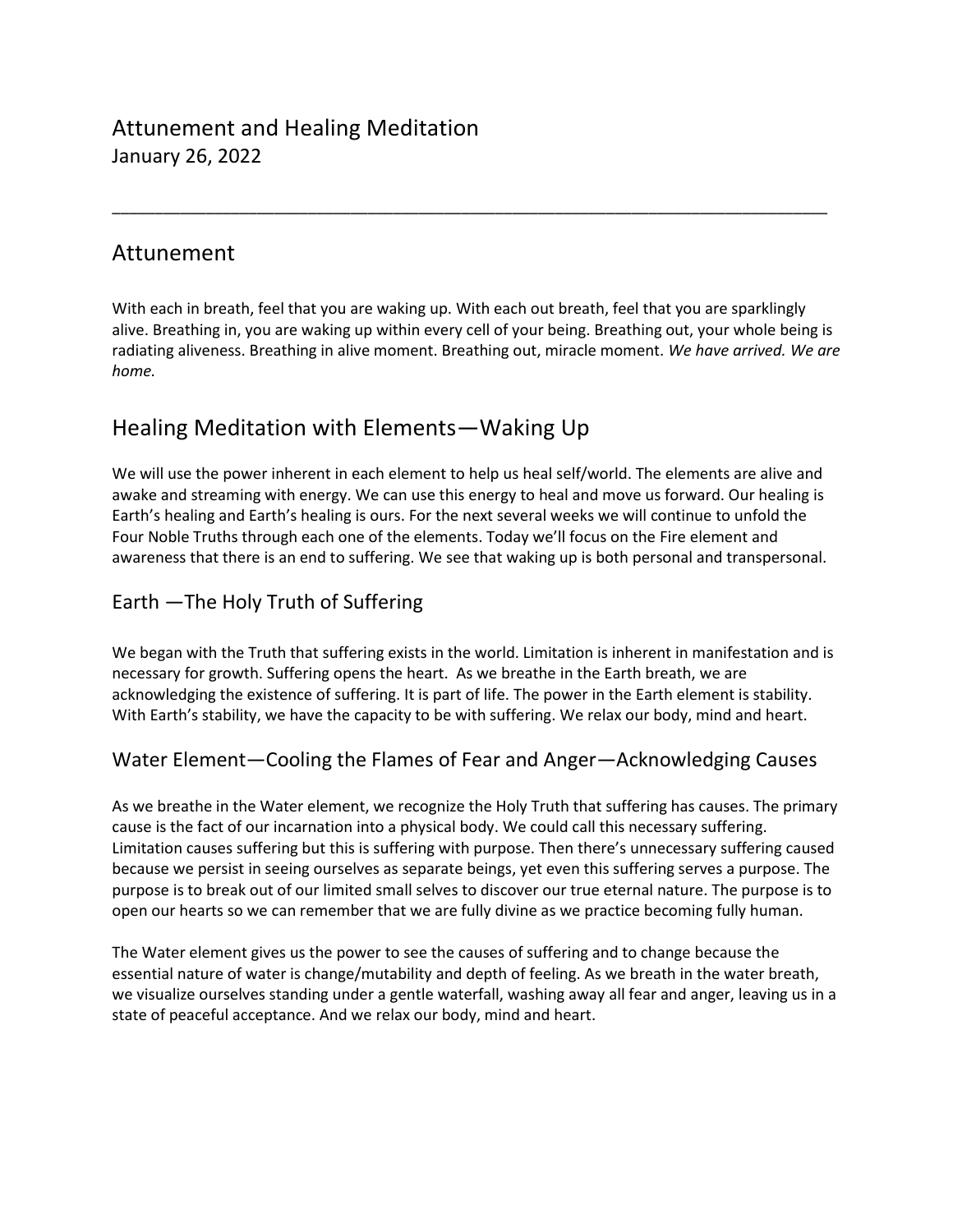# Attunement and Healing Meditation

January 26, 2022

---

## Attunement

With each in breath, feel that you are waking up. With each out breath, feel that you are sparklingly alive. Breathing in, you are waking up within every cell of your being. Breathing out, your whole being is radiating aliveness. Breathing in alive moment. Breathing out, miracle moment. *We have arrived. We are home.*

## Healing Meditation with Elements—Waking Up

We will use the power inherent in each element to help us heal self/world. The elements are alive and awake and streaming with energy. We can use this energy to heal and move us forward. Our healing is Earth's healing and Earth's healing is ours. For the next several weeks we will continue to unfold the Four Noble Truths through each one of the elements. Today we'll focus on the Fire element and awareness that there is an end to suffering. We see that waking up is both personal and transpersonal.

### Earth —The Holy Truth of Suffering

We began with the Truth that suffering exists in the world. Limitation is inherent in manifestation and is necessary for growth. Suffering opens the heart. As we breathe in the Earth breath, we are acknowledging the existence of suffering. It is part of life. The power in the Earth element is stability. With Earth's stability, we have the capacity to be with suffering. We relax our body, mind and heart.

### Water Element—Cooling the Flames of Fear and Anger—Acknowledging Causes

As we breathe in the Water element, we recognize the Holy Truth that suffering has causes. The primary cause is the fact of our incarnation into a physical body. We could call this necessary suffering. Limitation causes suffering but this is suffering with purpose. Then there's unnecessary suffering caused because we persist in seeing ourselves as separate beings, yet even this suffering serves a purpose. The purpose is to break out of our limited small selves to discover our true eternal nature. The purpose is to open our hearts so we can remember that we are fully divine as we practice becoming fully human.

The Water element gives us the power to see the causes of suffering and to change because the essential nature of water is change/mutability and depth of feeling. As we breath in the water breath, we visualize ourselves standing under a gentle waterfall, washing away all fear and anger, leaving us in a state of peaceful acceptance. And we relax our body, mind and heart.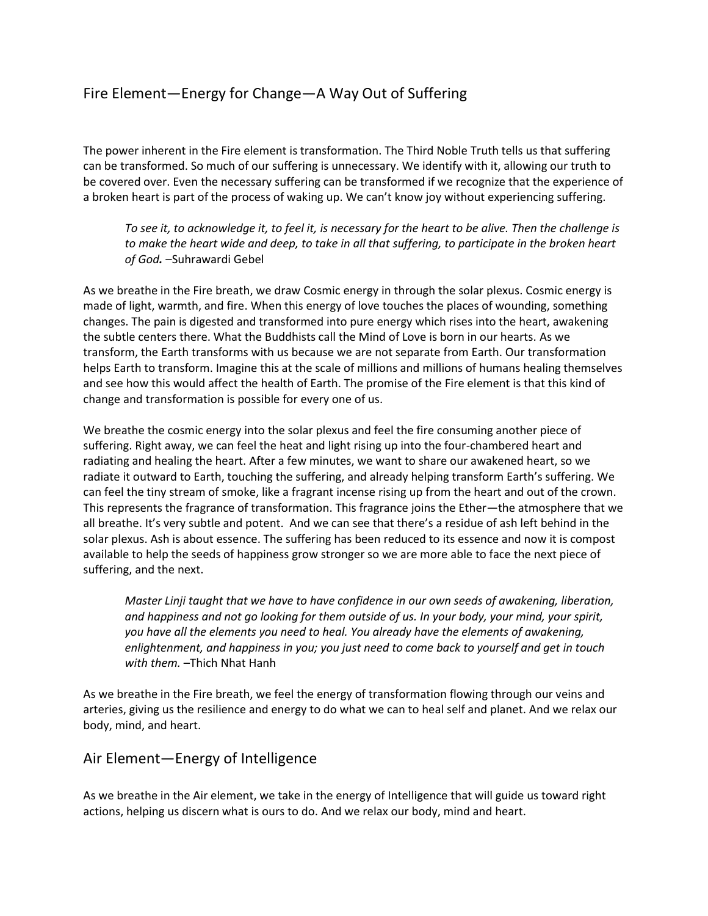## Fire Element—Energy for Change—A Way Out of Suffering

The power inherent in the Fire element is transformation. The Third Noble Truth tells us that suffering can be transformed. So much of our suffering is unnecessary. We identify with it, allowing our truth to be covered over. Even the necessary suffering can be transformed if we recognize that the experience of a broken heart is part of the process of waking up. We can't know joy without experiencing suffering.

> *To see it, to acknowledge it, to feel it, is necessary for the heart to be alive. Then the challenge is to make the heart wide and deep, to take in all that suffering, to participate in the broken heart of God.* –Suhrawardi Gebel

As we breathe in the Fire breath, we draw Cosmic energy in through the solar plexus. Cosmic energy is made of light, warmth, and fire. When this energy of love touches the places of wounding, something changes. The pain is digested and transformed into pure energy which rises into the heart, awakening the subtle centers there. What the Buddhists call the Mind of Love is born in our hearts. As we transform, the Earth transforms with us because we are not separate from Earth. Our transformation helps Earth to transform. Imagine this at the scale of millions and millions of humans healing themselves and see how this would affect the health of Earth. The promise of the Fire element is that this kind of change and transformation is possible for every one of us.

We breathe the cosmic energy into the solar plexus and feel the fire consuming another piece of suffering. Right away, we can feel the heat and light rising up into the four-chambered heart and radiating and healing the heart. After a few minutes, we want to share our awakened heart, so we radiate it outward to Earth, touching the suffering, and already helping transform Earth's suffering. We can feel the tiny stream of smoke, like a fragrant incense rising up from the heart and out of the crown. This represents the fragrance of transformation. This fragrance joins the Ether—the atmosphere that we all breathe. It's very subtle and potent. And we can see that there's a residue of ash left behind in the solar plexus. Ash is about essence. The suffering has been reduced to its essence and now it is compost available to help the seeds of happiness grow stronger so we are more able to face the next piece of suffering, and the next.

> *Master Linji taught that we have to have confidence in our own seeds of awakening, liberation, and happiness and not go looking for them outside of us. In your body, your mind, your spirit, you have all the elements you need to heal. You already have the elements of awakening, enlightenment, and happiness in you; you just need to come back to yourself and get in touch with them.* –Thich Nhat Hanh

As we breathe in the Fire breath, we feel the energy of transformation flowing through our veins and arteries, giving us the resilience and energy to do what we can to heal self and planet. And we relax our body, mind, and heart.

## Air Element—Energy of Intelligence

As we breathe in the Air element, we take in the energy of Intelligence that will guide us toward right actions, helping us discern what is ours to do. And we relax our body, mind and heart.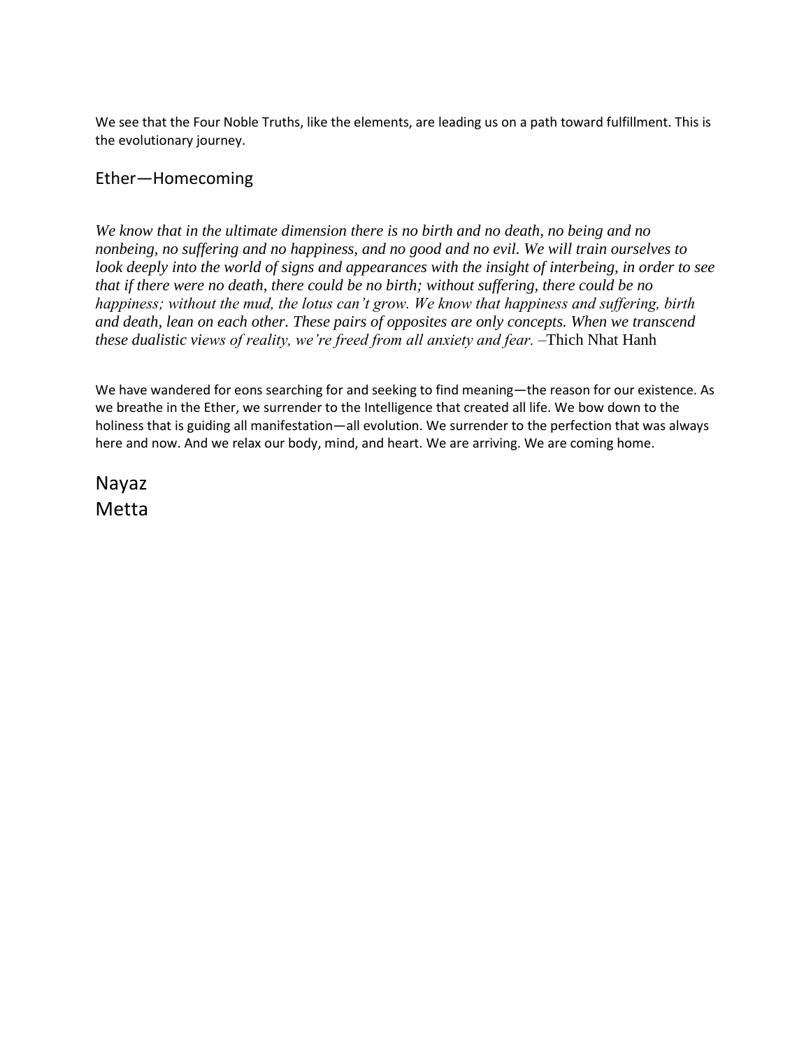We see that the Four Noble Truths, like the elements, are leading us on a path toward fulfillment. This is the evolutionary journey.

## Ether—Homecoming

*We know that in the ultimate dimension there is no birth and no death, no being and no nonbeing, no suffering and no happiness, and no good and no evil. We will train ourselves to look deeply into the world of signs and appearances with the insight of interbeing, in order to see that if there were no death, there could be no birth; without suffering, there could be no happiness; without the mud, the lotus can't grow. We know that happiness and suffering, birth and death, lean on each other. These pairs of opposites are only concepts. When we transcend these dualistic views of reality, we're freed from all anxiety and fear. –*Thich Nhat Hanh

We have wandered for eons searching for and seeking to find meaning—the reason for our existence. As we breathe in the Ether, we surrender to the Intelligence that created all life. We bow down to the holiness that is guiding all manifestation—all evolution. We surrender to the perfection that was always here and now. And we relax our body, mind, and heart. We are arriving. We are coming home.

Nayaz
Metta